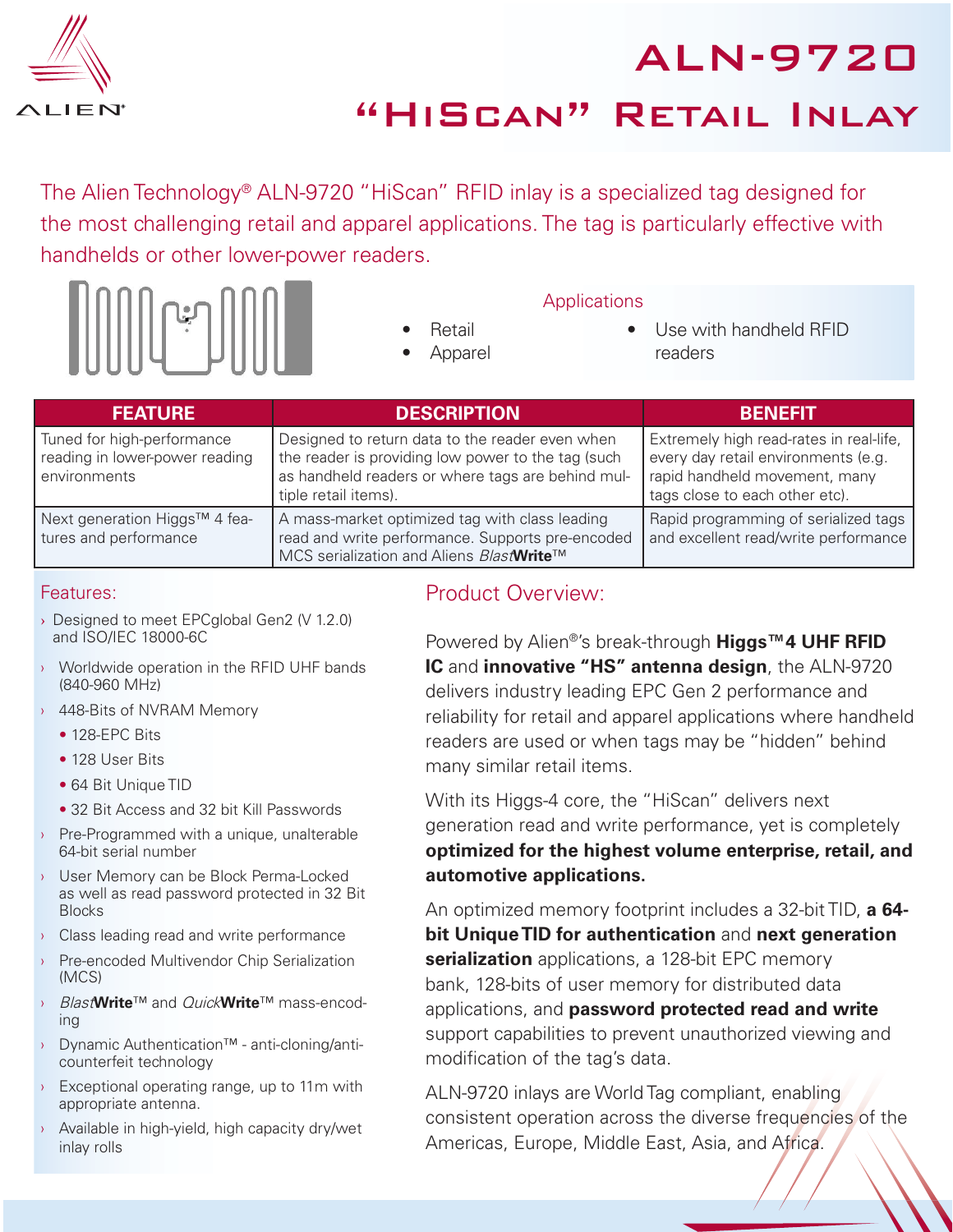# ALN-9720

# "HiScan" Retail Inlay

The Alien Technology® ALN-9720 "HiScan" RFID inlay is a specialized tag designed for the most challenging retail and apparel applications. The tag is particularly effective with handhelds or other lower-power readers.

### Applications

- Retail
- Apparel
- Use with handheld RFID readers

| FEATURE | DESCRIPTION | BENEFIT |
|---|---|---|
| Tuned for high-performance reading in lower-power reading environments | Designed to return data to the reader even when the reader is providing low power to the tag (such as handheld readers or where tags are behind multiple retail items). | Extremely high read-rates in real-life, every day retail environments (e.g. rapid handheld movement, many tags close to each other etc). |
| Next generation Higgs™ 4 features and performance | A mass-market optimized tag with class leading read and write performance. Supports pre-encoded MCS serialization and Aliens *Blast***Write**™ | Rapid programming of serialized tags and excellent read/write performance |

## Features:

- Designed to meet EPCglobal Gen2 (V 1.2.0) and ISO/IEC 18000-6C
- Worldwide operation in the RFID UHF bands (840-960 MHz)
- 448-Bits of NVRAM Memory
  - 128-EPC Bits
  - 128 User Bits
  - 64 Bit Unique TID
  - 32 Bit Access and 32 bit Kill Passwords
- Pre-Programmed with a unique, unalterable 64-bit serial number
- User Memory can be Block Perma-Locked as well as read password protected in 32 Bit Blocks
- Class leading read and write performance
- Pre-encoded Multivendor Chip Serialization (MCS)
- *Blast***Write**™ and *Quick***Write**™ mass-encoding
- Dynamic Authentication™ - anti-cloning/anti-counterfeit technology
- Exceptional operating range, up to 11m with appropriate antenna.
- Available in high-yield, high capacity dry/wet inlay rolls

## Product Overview:

Powered by Alien®'s break-through **Higgs™4 UHF RFID IC** and **innovative "HS" antenna design**, the ALN-9720 delivers industry leading EPC Gen 2 performance and reliability for retail and apparel applications where handheld readers are used or when tags may be "hidden" behind many similar retail items.

With its Higgs-4 core, the "HiScan" delivers next generation read and write performance, yet is completely **optimized for the highest volume enterprise, retail, and automotive applications.**

An optimized memory footprint includes a 32-bit TID, **a 64-bit Unique TID for authentication** and **next generation serialization** applications, a 128-bit EPC memory bank, 128-bits of user memory for distributed data applications, and **password protected read and write** support capabilities to prevent unauthorized viewing and modification of the tag's data.

ALN-9720 inlays are World Tag compliant, enabling consistent operation across the diverse frequencies of the Americas, Europe, Middle East, Asia, and Africa.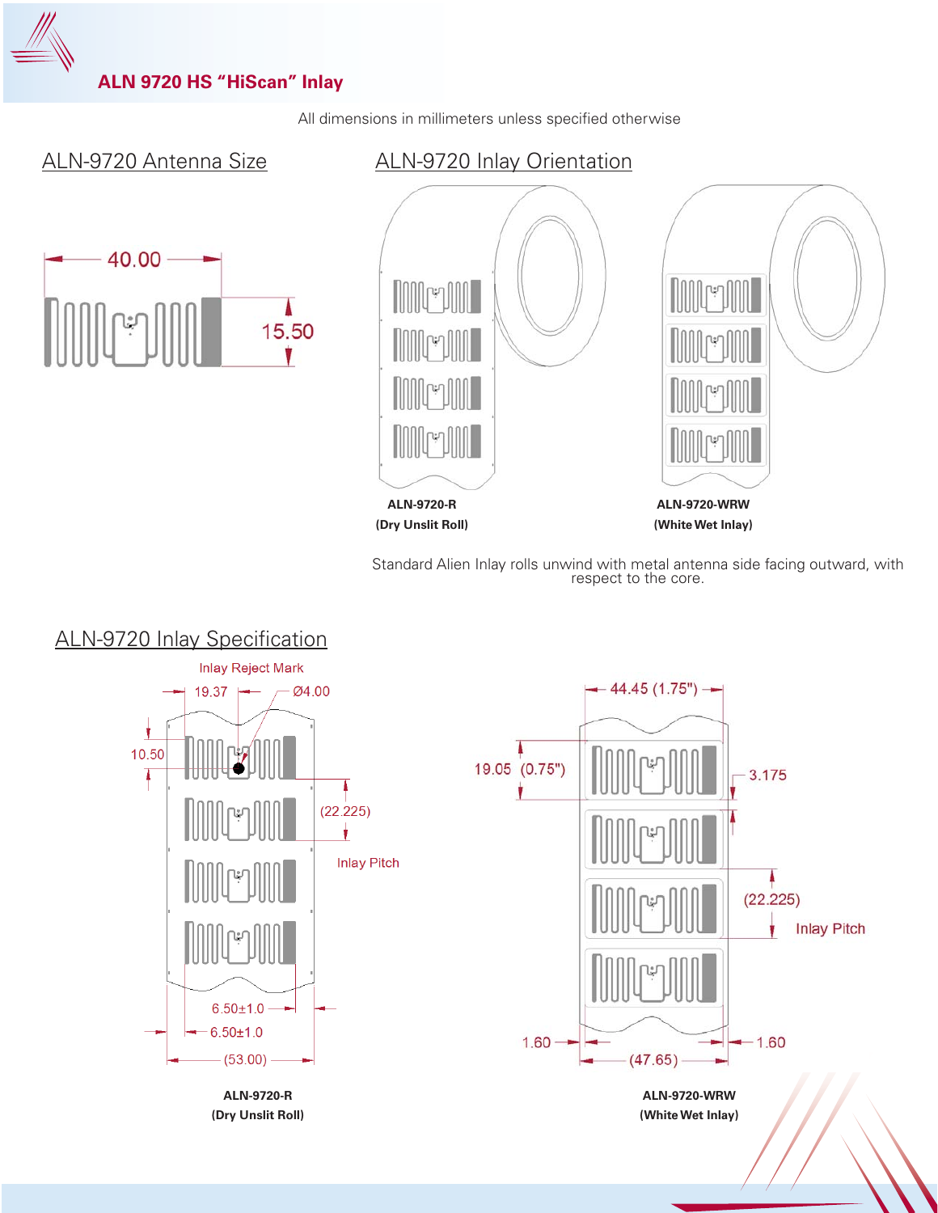# ALN 9720 HS "HiScan" Inlay

All dimensions in millimeters unless specified otherwise

## ALN-9720 Antenna Size

40.00

15.50

## ALN-9720 Inlay Orientation

**ALN-9720-R**
**(Dry Unslit Roll)**

**ALN-9720-WRW**
**(White Wet Inlay)**

Standard Alien Inlay rolls unwind with metal antenna side facing outward, with respect to the core.

## ALN-9720 Inlay Specification

Inlay Reject Mark

19.37

Ø4.00

10.50

(22.225)

Inlay Pitch

6.50±1.0

6.50±1.0

(53.00)

**ALN-9720-R**
**(Dry Unslit Roll)**

44.45 (1.75")

19.05 (0.75")

3.175

(22.225)

Inlay Pitch

1.60

1.60

(47.65)

**ALN-9720-WRW**
**(White Wet Inlay)**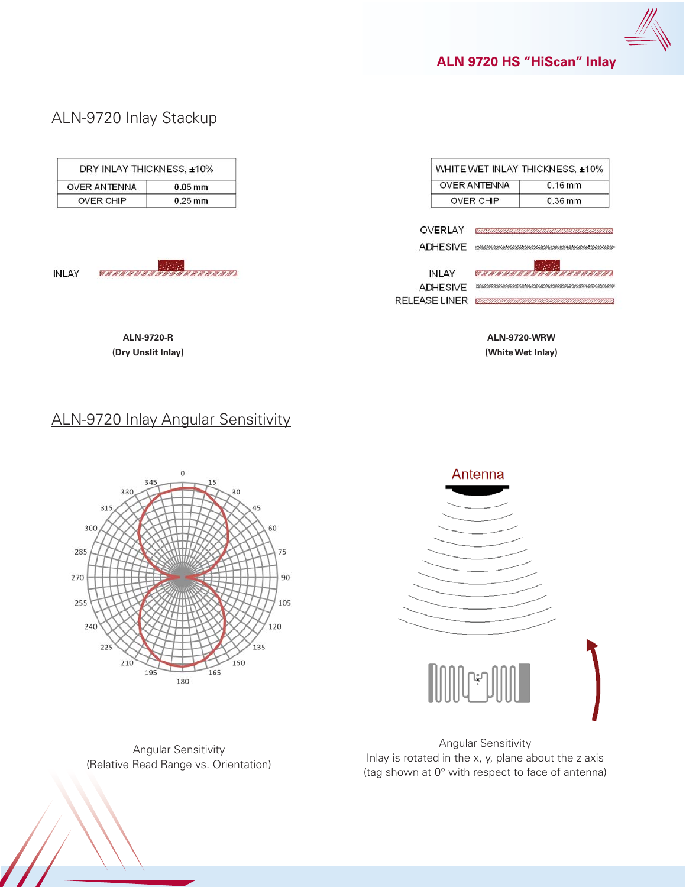## ALN-9720 Inlay Stackup

| DRY INLAY THICKNESS, ±10% | |
|---|---|
| OVER ANTENNA | 0.05 mm |
| OVER CHIP | 0.25 mm |

INLAY

**ALN-9720-R**
**(Dry Unslit Inlay)**

| WHITE WET INLAY THICKNESS, ±10% | |
|---|---|
| OVER ANTENNA | 0.16 mm |
| OVER CHIP | 0.36 mm |

OVERLAY
ADHESIVE
INLAY
ADHESIVE
RELEASE LINER

**ALN-9720-WRW**
**(White Wet Inlay)**

## ALN-9720 Inlay Angular Sensitivity

Angular Sensitivity
(Relative Read Range vs. Orientation)

Antenna

Angular Sensitivity
Inlay is rotated in the x, y, plane about the z axis
(tag shown at 0° with respect to face of antenna)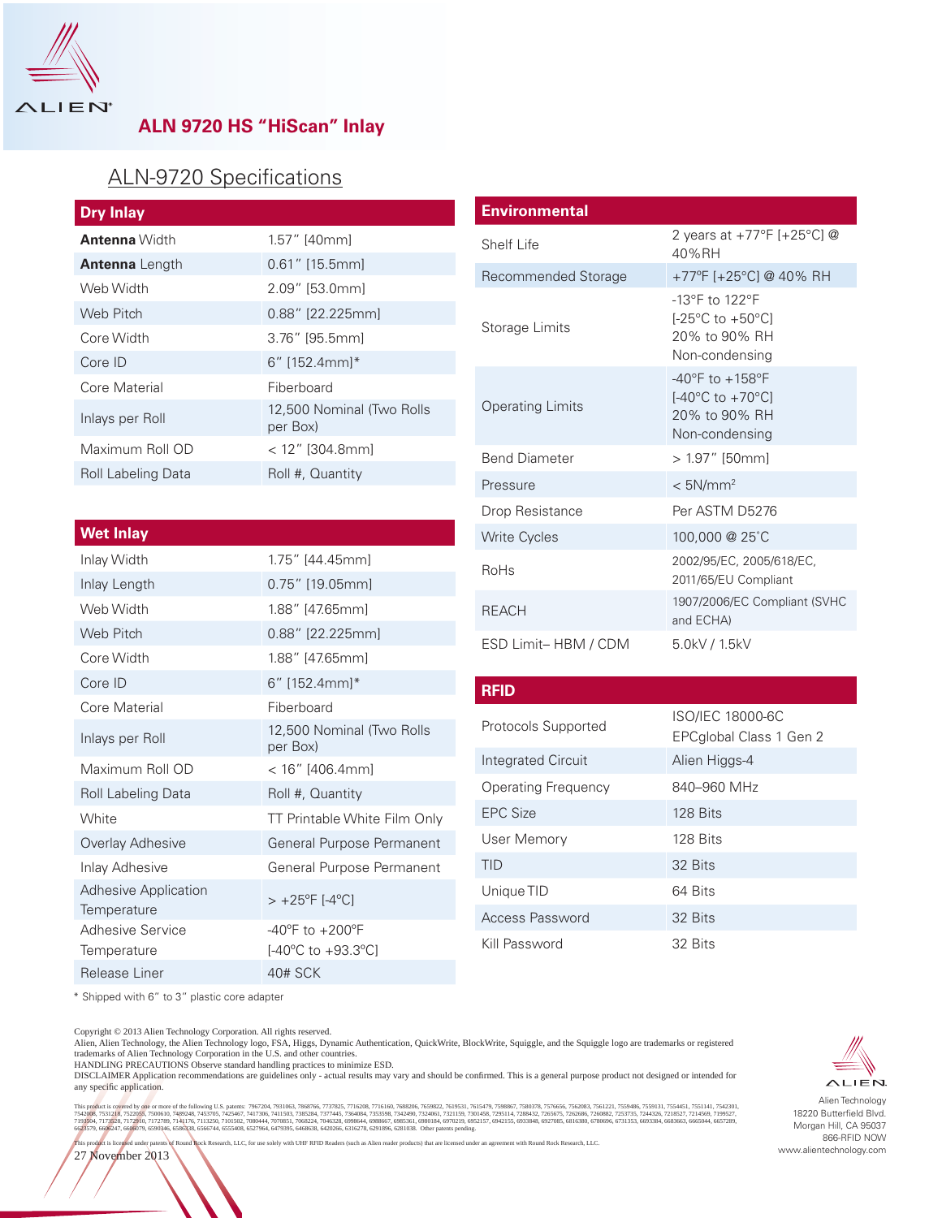ALIEN

# ALN 9720 HS "HiScan" Inlay

## ALN-9720 Specifications

| Dry Inlay | |
|---|---|
| **Antenna** Width | 1.57" [40mm] |
| **Antenna** Length | 0.61" [15.5mm] |
| Web Width | 2.09" [53.0mm] |
| Web Pitch | 0.88" [22.225mm] |
| Core Width | 3.76" [95.5mm] |
| Core ID | 6" [152.4mm]* |
| Core Material | Fiberboard |
| Inlays per Roll | 12,500 Nominal (Two Rolls per Box) |
| Maximum Roll OD | < 12" [304.8mm] |
| Roll Labeling Data | Roll #, Quantity |

| Wet Inlay | |
|---|---|
| Inlay Width | 1.75" [44.45mm] |
| Inlay Length | 0.75" [19.05mm] |
| Web Width | 1.88" [47.65mm] |
| Web Pitch | 0.88" [22.225mm] |
| Core Width | 1.88" [47.65mm] |
| Core ID | 6" [152.4mm]* |
| Core Material | Fiberboard |
| Inlays per Roll | 12,500 Nominal (Two Rolls per Box) |
| Maximum Roll OD | < 16" [406.4mm] |
| Roll Labeling Data | Roll #, Quantity |
| White | TT Printable White Film Only |
| Overlay Adhesive | General Purpose Permanent |
| Inlay Adhesive | General Purpose Permanent |
| Adhesive Application Temperature | > +25°F [-4°C] |
| Adhesive Service Temperature | -40°F to +200°F [-40°C to +93.3°C] |
| Release Liner | 40# SCK |

\* Shipped with 6" to 3" plastic core adapter

| Environmental | |
|---|---|
| Shelf Life | 2 years at +77°F [+25°C] @ 40%RH |
| Recommended Storage | +77°F [+25°C] @ 40% RH |
| Storage Limits | -13°F to 122°F [-25°C to +50°C] 20% to 90% RH Non-condensing |
| Operating Limits | -40°F to +158°F [-40°C to +70°C] 20% to 90% RH Non-condensing |
| Bend Diameter | > 1.97" [50mm] |
| Pressure | < 5N/mm$^2$ |
| Drop Resistance | Per ASTM D5276 |
| Write Cycles | 100,000 @ 25°C |
| RoHs | 2002/95/EC, 2005/618/EC, 2011/65/EU Compliant |
| REACH | 1907/2006/EC Compliant (SVHC and ECHA) |
| ESD Limit– HBM / CDM | 5.0kV / 1.5kV |

| RFID | |
|---|---|
| Protocols Supported | ISO/IEC 18000-6C EPCglobal Class 1 Gen 2 |
| Integrated Circuit | Alien Higgs-4 |
| Operating Frequency | 840–960 MHz |
| EPC Size | 128 Bits |
| User Memory | 128 Bits |
| TID | 32 Bits |
| Unique TID | 64 Bits |
| Access Password | 32 Bits |
| Kill Password | 32 Bits |

Copyright © 2013 Alien Technology Corporation. All rights reserved.
Alien, Alien Technology, the Alien Technology logo, FSA, Higgs, Dynamic Authentication, QuickWrite, BlockWrite, Squiggle, and the Squiggle logo are trademarks or registered trademarks of Alien Technology Corporation in the U.S. and other countries.
HANDLING PRECAUTIONS Observe standard handling practices to minimize ESD.
DISCLAIMER Application recommendations are guidelines only - actual results may vary and should be confirmed. This is a general purpose product not designed or intended for any specific application.

This product is covered by one or more of the following U.S. patents: 7967204, 7931063, 7868766, 7737825, 7716208, 7716160, 7688206, 7659822, 7619531, 7615479, 7598867, 7580378, 7576656, 7562083, 7561221, 7559486, 7559131, 7554451, 7551141, 7542301, 7542006, 7531218, 7522055, 7500610, 7489248, 7453705, 7425467, 7417306, 7411503, 7385284, 7377445, 7364084, 7353598, 7342490, 7324061, 7321159, 7301458, 7295114, 7288432, 7265675, 7262686, 7260882, 7253735, 7244326, 7218527, 7214569, 7199527, 7193504, 7173528, 7172910, 7172789, 7141176, 7113250, 7101502, 7080444, 7070851, 7068224, 7046328, 6998644, 6988667, 6985361, 6980184, 6970219, 6952157, 6942155, 6933848, 6927085, 6816380, 6780696, 6731353, 6693384, 6683663, 6665044, 6657289, 6623579, 6606247, 6606079, 6590346, 6586338, 6566744, 6555408, 6527964, 6479395, 6468638, 6420266, 6316278, 6291896, 6281038. Other patents pending.

This product is licensed under patents of Round Rock Research, LLC, for use solely with UHF RFID Readers (such as Alien reader products) that are licensed under an agreement with Round Rock Research, LLC.

27 November 2013

ALIEN
Alien Technology
18220 Butterfield Blvd.
Morgan Hill, CA 95037
866-RFID NOW
www.alientechnology.com